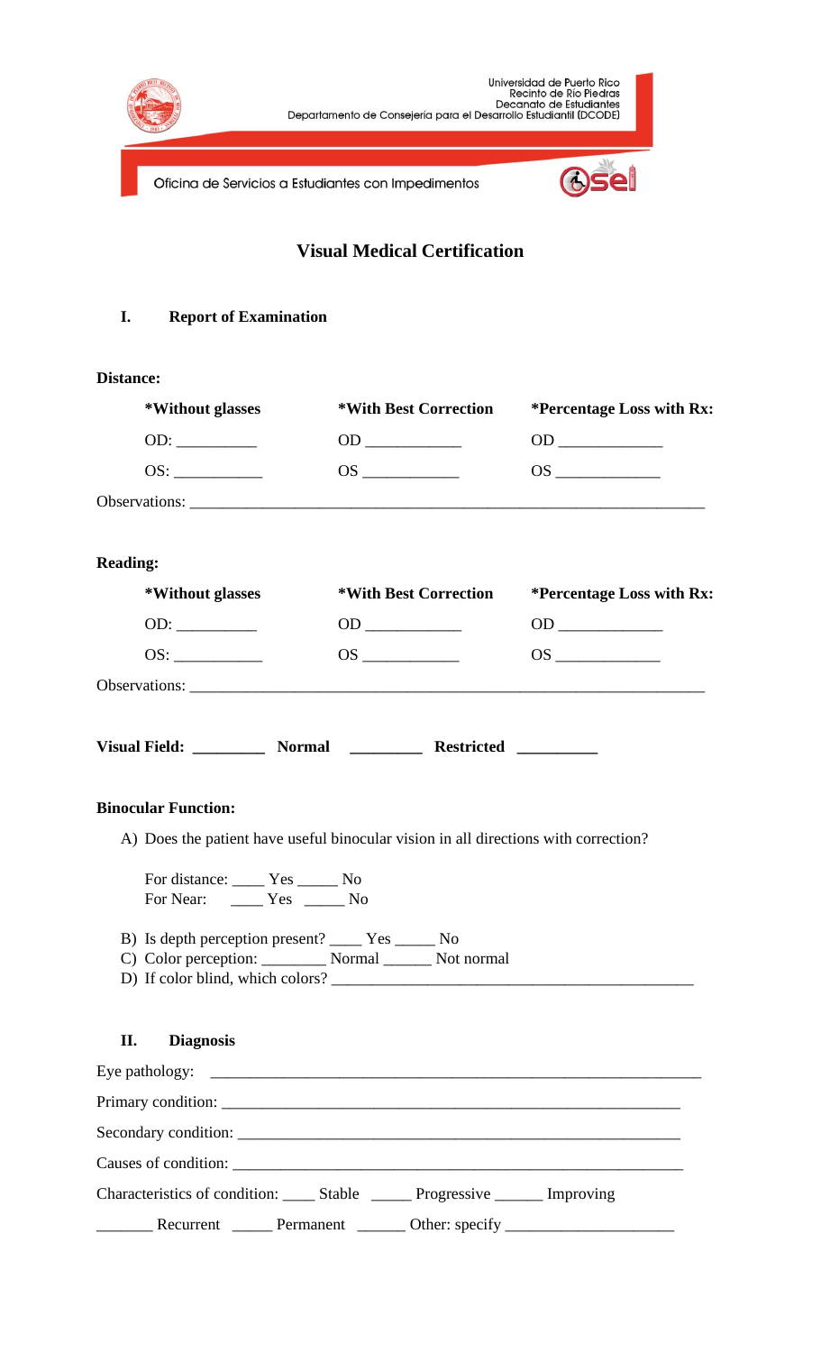Universidad de Puerto Rico
Recinto de Río Piedras
Decanato de Estudiantes
Departamento de Consejería para el Desarrollo Estudiantil (DCODE)

Oficina de Servicios a Estudiantes con Impedimentos

# Visual Medical Certification

## I. Report of Examination

**Distance:**

| *Without glasses | *With Best Correction | *Percentage Loss with Rx: |
|---|---|---|
| OD: __________ | OD ____________ | OD _____________ |
| OS: ___________ | OS ____________ | OS _____________ |

Observations: ____________________________________________________________________

**Reading:**

| *Without glasses | *With Best Correction | *Percentage Loss with Rx: |
|---|---|---|
| OD: __________ | OD ____________ | OD _____________ |
| OS: ___________ | OS ____________ | OS _____________ |

Observations: ____________________________________________________________________

**Visual Field: _________ Normal _________ Restricted __________**

**Binocular Function:**

A) Does the patient have useful binocular vision in all directions with correction?

For distance: ____ Yes _____ No
For Near: ____ Yes _____ No

B) Is depth perception present? ____ Yes _____ No
C) Color perception: ________ Normal ______ Not normal
D) If color blind, which colors? _______________________________________________

## II. Diagnosis

Eye pathology: _______________________________________________________________

Primary condition: ____________________________________________________________

Secondary condition: __________________________________________________________

Causes of condition: ___________________________________________________________

Characteristics of condition: ____ Stable _____ Progressive ______ Improving

_______ Recurrent _____ Permanent ______ Other: specify _____________________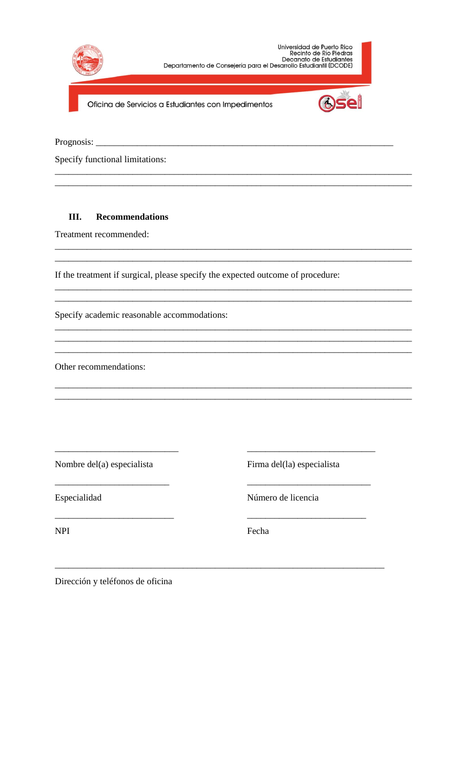Universidad de Puerto Rico
Recinto de Río Piedras
Decanato de Estudiantes
Departamento de Consejería para el Desarrollo Estudiantil (DCODE)

Oficina de Servicios a Estudiantes con Impedimentos

Prognosis: ___________________________________________________________________

Specify functional limitations:

_____________________________________________________________________________

_____________________________________________________________________________

### III. Recommendations

Treatment recommended:

_____________________________________________________________________________

_____________________________________________________________________________

If the treatment if surgical, please specify the expected outcome of procedure:

_____________________________________________________________________________

_____________________________________________________________________________

Specify academic reasonable accommodations:

_____________________________________________________________________________

_____________________________________________________________________________

_____________________________________________________________________________

Other recommendations:

_____________________________________________________________________________

_____________________________________________________________________________

| | |
|---|---|
| ___________________________ | ____________________________ |
| Nombre del(a) especialista | Firma del(la) especialista |
| _________________________ | ___________________________ |
| Especialidad | Número de licencia |
| __________________________ | __________________________ |
| NPI | Fecha |

_________________________________________________________________________

Dirección y teléfonos de oficina